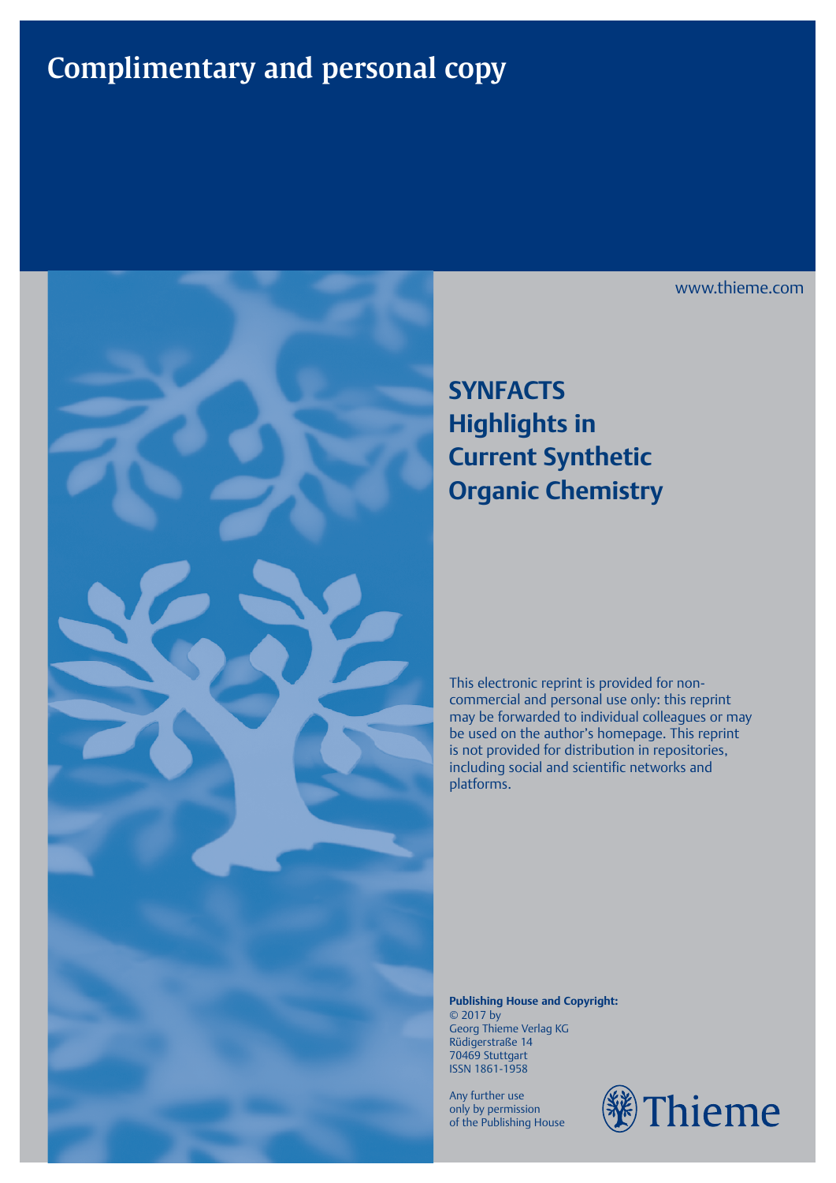# Complimentary and personal copy

www.thieme.com

## SYNFACTS
## Highlights in Current Synthetic Organic Chemistry

This electronic reprint is provided for non-commercial and personal use only: this reprint may be forwarded to individual colleagues or may be used on the author's homepage. This reprint is not provided for distribution in repositories, including social and scientific networks and platforms.

**Publishing House and Copyright:**
© 2017 by
Georg Thieme Verlag KG
Rüdigerstraße 14
70469 Stuttgart
ISSN 1861-1958

Any further use only by permission of the Publishing House

Thieme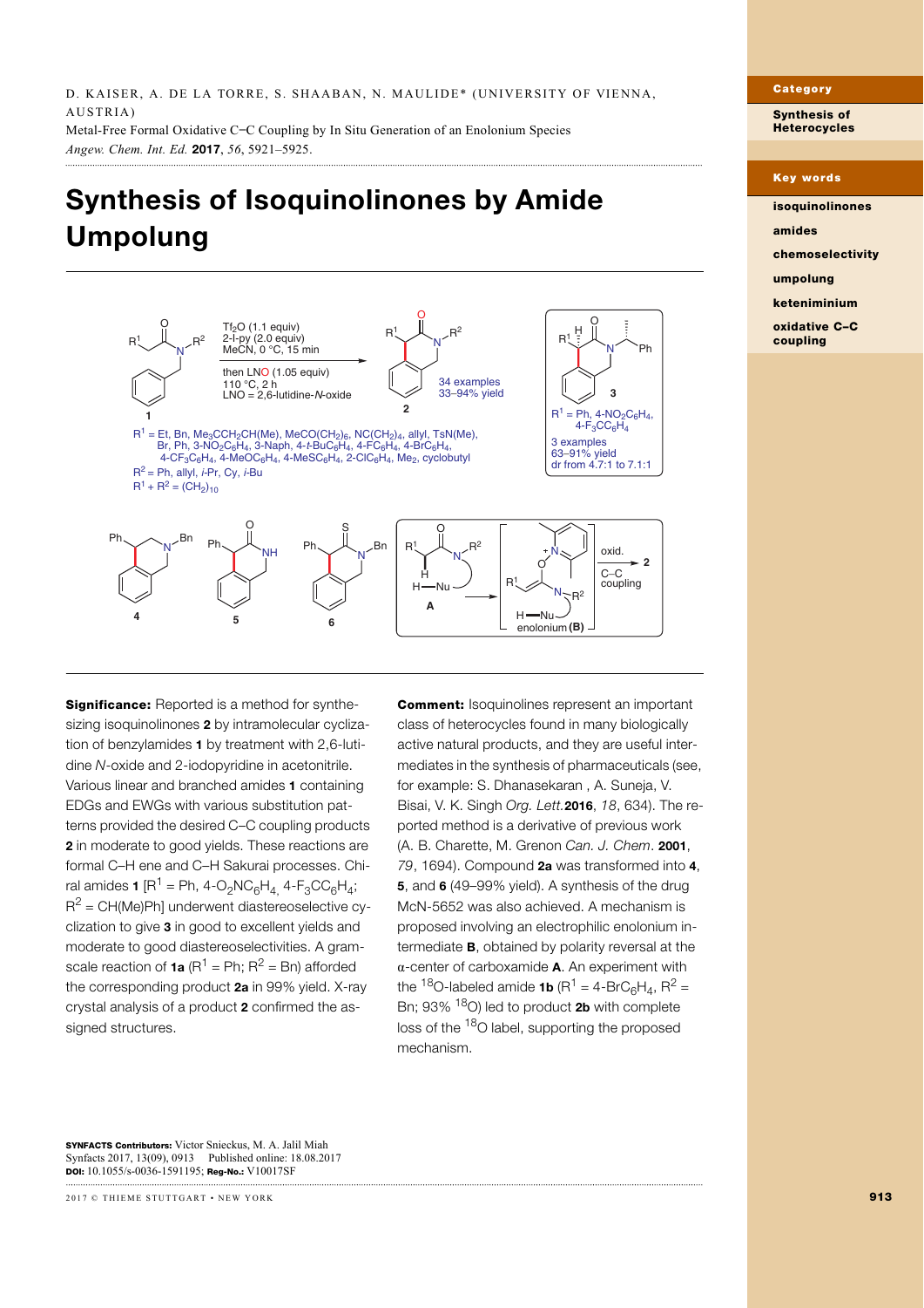D. KAISER, A. DE LA TORRE, S. SHAABAN, N. MAULIDE* (UNIVERSITY OF VIENNA, AUSTRIA)

Metal-Free Formal Oxidative C–C Coupling by In Situ Generation of an Enolonium Species

*Angew. Chem. Int. Ed.* **2017**, *56*, 5921–5925.

**Category**

Synthesis of Heterocycles

**Key words**

isoquinolinones

amides

chemoselectivity

umpolung

keteniminium

oxidative C–C coupling

# Synthesis of Isoquinolinones by Amide Umpolung

$Tf_2O$ (1.1 equiv)
2-I-py (2.0 equiv)
MeCN, 0 °C, 15 min

then LNO (1.05 equiv)
110 °C, 2 h
LNO = 2,6-lutidine-*N*-oxide

34 examples
33–94% yield

$R^1$ = Et, Bn, $Me_3CCH_2CH(Me)$, $MeCO(CH_2)_6$, $NC(CH_2)_4$, allyl, TsN(Me), Br, Ph, 3-$NO_2C_6H_4$, 3-Naph, 4-*t*-$BuC_6H_4$, 4-$FC_6H_4$, 4-$BrC_6H_4$, 4-$CF_3C_6H_4$, 4-$MeOC_6H_4$, 4-$MeSC_6H_4$, 2-$ClC_6H_4$, $Me_2$, cyclobutyl

$R^2$ = Ph, allyl, *i*-Pr, Cy, *i*-Bu

$R^1$ + $R^2$ = $(CH_2)_{10}$

$R^1$ = Ph, 4-$NO_2C_6H_4$, 4-$F_3CC_6H_4$

3 examples
63–91% yield
dr from 4.7:1 to 7.1:1

oxid.
C–C coupling

enolonium (**B**)

**Significance:** Reported is a method for synthesizing isoquinolinones **2** by intramolecular cyclization of benzylamides **1** by treatment with 2,6-lutidine *N*-oxide and 2-iodopyridine in acetonitrile. Various linear and branched amides **1** containing EDGs and EWGs with various substitution patterns provided the desired C–C coupling products **2** in moderate to good yields. These reactions are formal C–H ene and C–H Sakurai processes. Chiral amides **1** [$R^1$ = Ph, 4-$O_2NC_6H_4$, 4-$F_3CC_6H_4$; $R^2$ = CH(Me)Ph] underwent diastereoselective cyclization to give **3** in good to excellent yields and moderate to good diastereoselectivities. A gram-scale reaction of **1a** ($R^1$ = Ph; $R^2$ = Bn) afforded the corresponding product **2a** in 99% yield. X-ray crystal analysis of a product **2** confirmed the assigned structures.

**Comment:** Isoquinolines represent an important class of heterocycles found in many biologically active natural products, and they are useful intermediates in the synthesis of pharmaceuticals (see, for example: S. Dhanasekaran , A. Suneja, V. Bisai, V. K. Singh *Org. Lett.* **2016**, *18*, 634). The reported method is a derivative of previous work (A. B. Charette, M. Grenon *Can. J. Chem*. **2001**, *79*, 1694). Compound **2a** was transformed into **4**, **5**, and **6** (49–99% yield). A synthesis of the drug McN-5652 was also achieved. A mechanism is proposed involving an electrophilic enolonium intermediate **B**, obtained by polarity reversal at the α-center of carboxamide **A**. An experiment with the $^{18}O$-labeled amide **1b** ($R^1$ = 4-$BrC_6H_4$, $R^2$ = Bn; 93% $^{18}O$) led to product **2b** with complete loss of the $^{18}O$ label, supporting the proposed mechanism.

**SYNFACTS Contributors:** Victor Snieckus, M. A. Jalil Miah
Synfacts 2017, 13(09), 0913 Published online: 18.08.2017
**DOI:** 10.1055/s-0036-1591195; **Reg-No.:** V10017SF